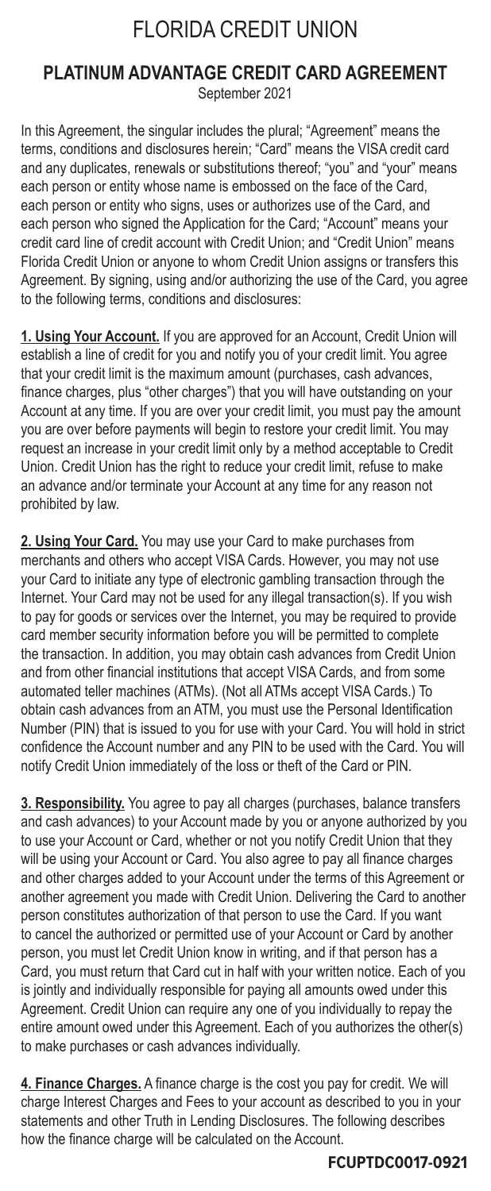# FLORIDA CREDIT UNION

## PLATINUM ADVANTAGE CREDIT CARD AGREEMENT

September 2021

In this Agreement, the singular includes the plural; "Agreement" means the terms, conditions and disclosures herein; "Card" means the VISA credit card and any duplicates, renewals or substitutions thereof; "you" and "your" means each person or entity whose name is embossed on the face of the Card, each person or entity who signs, uses or authorizes use of the Card, and each person who signed the Application for the Card; "Account" means your credit card line of credit account with Credit Union; and "Credit Union" means Florida Credit Union or anyone to whom Credit Union assigns or transfers this Agreement. By signing, using and/or authorizing the use of the Card, you agree to the following terms, conditions and disclosures:

**1. Using Your Account.** If you are approved for an Account, Credit Union will establish a line of credit for you and notify you of your credit limit. You agree that your credit limit is the maximum amount (purchases, cash advances, finance charges, plus "other charges") that you will have outstanding on your Account at any time. If you are over your credit limit, you must pay the amount you are over before payments will begin to restore your credit limit. You may request an increase in your credit limit only by a method acceptable to Credit Union. Credit Union has the right to reduce your credit limit, refuse to make an advance and/or terminate your Account at any time for any reason not prohibited by law.

**2. Using Your Card.** You may use your Card to make purchases from merchants and others who accept VISA Cards. However, you may not use your Card to initiate any type of electronic gambling transaction through the Internet. Your Card may not be used for any illegal transaction(s). If you wish to pay for goods or services over the Internet, you may be required to provide card member security information before you will be permitted to complete the transaction. In addition, you may obtain cash advances from Credit Union and from other financial institutions that accept VISA Cards, and from some automated teller machines (ATMs). (Not all ATMs accept VISA Cards.) To obtain cash advances from an ATM, you must use the Personal Identification Number (PIN) that is issued to you for use with your Card. You will hold in strict confidence the Account number and any PIN to be used with the Card. You will notify Credit Union immediately of the loss or theft of the Card or PIN.

**3. Responsibility.** You agree to pay all charges (purchases, balance transfers and cash advances) to your Account made by you or anyone authorized by you to use your Account or Card, whether or not you notify Credit Union that they will be using your Account or Card. You also agree to pay all finance charges and other charges added to your Account under the terms of this Agreement or another agreement you made with Credit Union. Delivering the Card to another person constitutes authorization of that person to use the Card. If you want to cancel the authorized or permitted use of your Account or Card by another person, you must let Credit Union know in writing, and if that person has a Card, you must return that Card cut in half with your written notice. Each of you is jointly and individually responsible for paying all amounts owed under this Agreement. Credit Union can require any one of you individually to repay the entire amount owed under this Agreement. Each of you authorizes the other(s) to make purchases or cash advances individually.

**4. Finance Charges.** A finance charge is the cost you pay for credit. We will charge Interest Charges and Fees to your account as described to you in your statements and other Truth in Lending Disclosures. The following describes how the finance charge will be calculated on the Account.

**FCUPTDC0017-0921**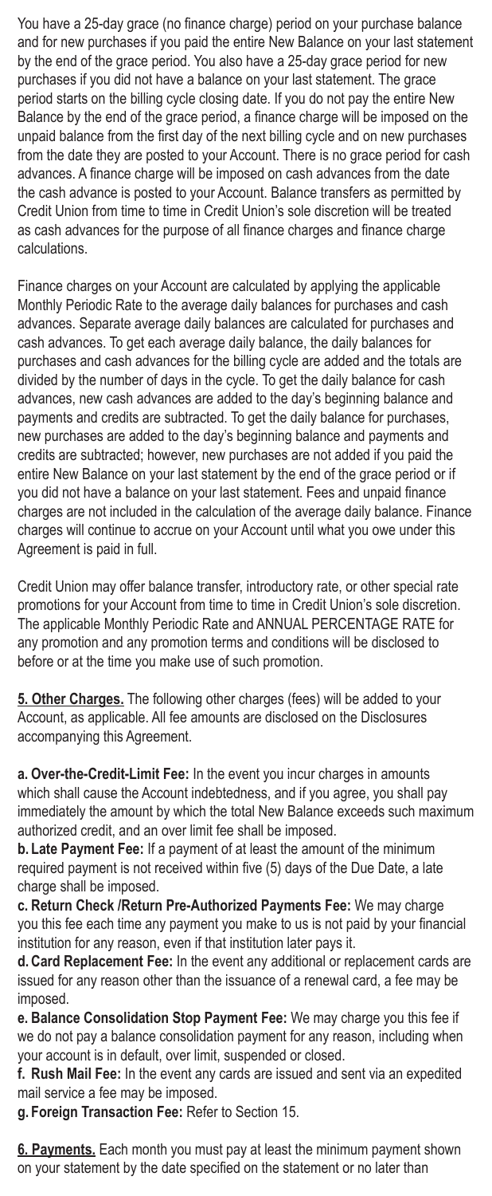You have a 25-day grace (no finance charge) period on your purchase balance and for new purchases if you paid the entire New Balance on your last statement by the end of the grace period. You also have a 25-day grace period for new purchases if you did not have a balance on your last statement. The grace period starts on the billing cycle closing date. If you do not pay the entire New Balance by the end of the grace period, a finance charge will be imposed on the unpaid balance from the first day of the next billing cycle and on new purchases from the date they are posted to your Account. There is no grace period for cash advances. A finance charge will be imposed on cash advances from the date the cash advance is posted to your Account. Balance transfers as permitted by Credit Union from time to time in Credit Union's sole discretion will be treated as cash advances for the purpose of all finance charges and finance charge calculations.

Finance charges on your Account are calculated by applying the applicable Monthly Periodic Rate to the average daily balances for purchases and cash advances. Separate average daily balances are calculated for purchases and cash advances. To get each average daily balance, the daily balances for purchases and cash advances for the billing cycle are added and the totals are divided by the number of days in the cycle. To get the daily balance for cash advances, new cash advances are added to the day's beginning balance and payments and credits are subtracted. To get the daily balance for purchases, new purchases are added to the day's beginning balance and payments and credits are subtracted; however, new purchases are not added if you paid the entire New Balance on your last statement by the end of the grace period or if you did not have a balance on your last statement. Fees and unpaid finance charges are not included in the calculation of the average daily balance. Finance charges will continue to accrue on your Account until what you owe under this Agreement is paid in full.

Credit Union may offer balance transfer, introductory rate, or other special rate promotions for your Account from time to time in Credit Union's sole discretion. The applicable Monthly Periodic Rate and ANNUAL PERCENTAGE RATE for any promotion and any promotion terms and conditions will be disclosed to before or at the time you make use of such promotion.

**5. Other Charges.** The following other charges (fees) will be added to your Account, as applicable. All fee amounts are disclosed on the Disclosures accompanying this Agreement.

**a. Over-the-Credit-Limit Fee:** In the event you incur charges in amounts which shall cause the Account indebtedness, and if you agree, you shall pay immediately the amount by which the total New Balance exceeds such maximum authorized credit, and an over limit fee shall be imposed.

**b. Late Payment Fee:** If a payment of at least the amount of the minimum required payment is not received within five (5) days of the Due Date, a late charge shall be imposed.

**c. Return Check /Return Pre-Authorized Payments Fee:** We may charge you this fee each time any payment you make to us is not paid by your financial institution for any reason, even if that institution later pays it.

**d. Card Replacement Fee:** In the event any additional or replacement cards are issued for any reason other than the issuance of a renewal card, a fee may be imposed.

**e. Balance Consolidation Stop Payment Fee:** We may charge you this fee if we do not pay a balance consolidation payment for any reason, including when your account is in default, over limit, suspended or closed.

**f. Rush Mail Fee:** In the event any cards are issued and sent via an expedited mail service a fee may be imposed.

**g. Foreign Transaction Fee:** Refer to Section 15.

**6. Payments.** Each month you must pay at least the minimum payment shown on your statement by the date specified on the statement or no later than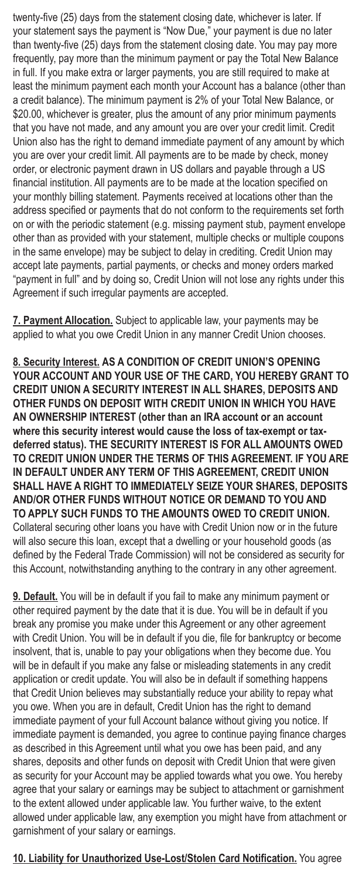twenty-five (25) days from the statement closing date, whichever is later. If your statement says the payment is "Now Due," your payment is due no later than twenty-five (25) days from the statement closing date. You may pay more frequently, pay more than the minimum payment or pay the Total New Balance in full. If you make extra or larger payments, you are still required to make at least the minimum payment each month your Account has a balance (other than a credit balance). The minimum payment is 2% of your Total New Balance, or $20.00, whichever is greater, plus the amount of any prior minimum payments that you have not made, and any amount you are over your credit limit. Credit Union also has the right to demand immediate payment of any amount by which you are over your credit limit. All payments are to be made by check, money order, or electronic payment drawn in US dollars and payable through a US financial institution. All payments are to be made at the location specified on your monthly billing statement. Payments received at locations other than the address specified or payments that do not conform to the requirements set forth on or with the periodic statement (e.g. missing payment stub, payment envelope other than as provided with your statement, multiple checks or multiple coupons in the same envelope) may be subject to delay in crediting. Credit Union may accept late payments, partial payments, or checks and money orders marked "payment in full" and by doing so, Credit Union will not lose any rights under this Agreement if such irregular payments are accepted.

**7. Payment Allocation.** Subject to applicable law, your payments may be applied to what you owe Credit Union in any manner Credit Union chooses.

**8. Security Interest. AS A CONDITION OF CREDIT UNION'S OPENING YOUR ACCOUNT AND YOUR USE OF THE CARD, YOU HEREBY GRANT TO CREDIT UNION A SECURITY INTEREST IN ALL SHARES, DEPOSITS AND OTHER FUNDS ON DEPOSIT WITH CREDIT UNION IN WHICH YOU HAVE AN OWNERSHIP INTEREST (other than an IRA account or an account where this security interest would cause the loss of tax-exempt or tax-deferred status). THE SECURITY INTEREST IS FOR ALL AMOUNTS OWED TO CREDIT UNION UNDER THE TERMS OF THIS AGREEMENT. IF YOU ARE IN DEFAULT UNDER ANY TERM OF THIS AGREEMENT, CREDIT UNION SHALL HAVE A RIGHT TO IMMEDIATELY SEIZE YOUR SHARES, DEPOSITS AND/OR OTHER FUNDS WITHOUT NOTICE OR DEMAND TO YOU AND TO APPLY SUCH FUNDS TO THE AMOUNTS OWED TO CREDIT UNION.** Collateral securing other loans you have with Credit Union now or in the future will also secure this loan, except that a dwelling or your household goods (as defined by the Federal Trade Commission) will not be considered as security for this Account, notwithstanding anything to the contrary in any other agreement.

**9. Default.** You will be in default if you fail to make any minimum payment or other required payment by the date that it is due. You will be in default if you break any promise you make under this Agreement or any other agreement with Credit Union. You will be in default if you die, file for bankruptcy or become insolvent, that is, unable to pay your obligations when they become due. You will be in default if you make any false or misleading statements in any credit application or credit update. You will also be in default if something happens that Credit Union believes may substantially reduce your ability to repay what you owe. When you are in default, Credit Union has the right to demand immediate payment of your full Account balance without giving you notice. If immediate payment is demanded, you agree to continue paying finance charges as described in this Agreement until what you owe has been paid, and any shares, deposits and other funds on deposit with Credit Union that were given as security for your Account may be applied towards what you owe. You hereby agree that your salary or earnings may be subject to attachment or garnishment to the extent allowed under applicable law. You further waive, to the extent allowed under applicable law, any exemption you might have from attachment or garnishment of your salary or earnings.

**10. Liability for Unauthorized Use-Lost/Stolen Card Notification.** You agree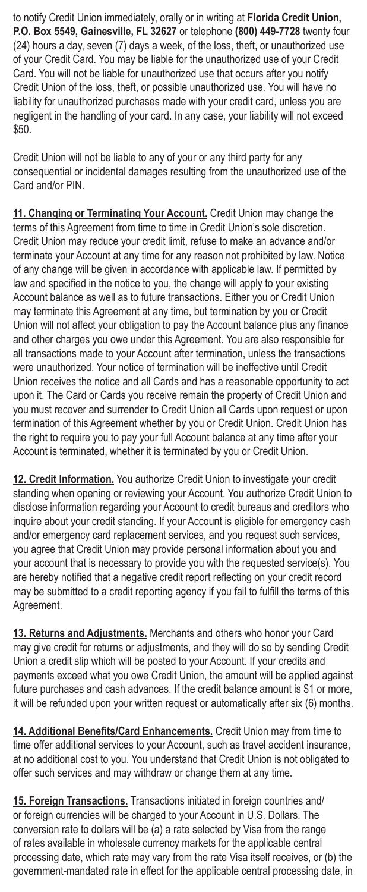to notify Credit Union immediately, orally or in writing at **Florida Credit Union, P.O. Box 5549, Gainesville, FL 32627** or telephone **(800) 449-7728** twenty four (24) hours a day, seven (7) days a week, of the loss, theft, or unauthorized use of your Credit Card. You may be liable for the unauthorized use of your Credit Card. You will not be liable for unauthorized use that occurs after you notify Credit Union of the loss, theft, or possible unauthorized use. You will have no liability for unauthorized purchases made with your credit card, unless you are negligent in the handling of your card. In any case, your liability will not exceed $50.

Credit Union will not be liable to any of your or any third party for any consequential or incidental damages resulting from the unauthorized use of the Card and/or PIN.

**11. Changing or Terminating Your Account.** Credit Union may change the terms of this Agreement from time to time in Credit Union's sole discretion. Credit Union may reduce your credit limit, refuse to make an advance and/or terminate your Account at any time for any reason not prohibited by law. Notice of any change will be given in accordance with applicable law. If permitted by law and specified in the notice to you, the change will apply to your existing Account balance as well as to future transactions. Either you or Credit Union may terminate this Agreement at any time, but termination by you or Credit Union will not affect your obligation to pay the Account balance plus any finance and other charges you owe under this Agreement. You are also responsible for all transactions made to your Account after termination, unless the transactions were unauthorized. Your notice of termination will be ineffective until Credit Union receives the notice and all Cards and has a reasonable opportunity to act upon it. The Card or Cards you receive remain the property of Credit Union and you must recover and surrender to Credit Union all Cards upon request or upon termination of this Agreement whether by you or Credit Union. Credit Union has the right to require you to pay your full Account balance at any time after your Account is terminated, whether it is terminated by you or Credit Union.

**12. Credit Information.** You authorize Credit Union to investigate your credit standing when opening or reviewing your Account. You authorize Credit Union to disclose information regarding your Account to credit bureaus and creditors who inquire about your credit standing. If your Account is eligible for emergency cash and/or emergency card replacement services, and you request such services, you agree that Credit Union may provide personal information about you and your account that is necessary to provide you with the requested service(s). You are hereby notified that a negative credit report reflecting on your credit record may be submitted to a credit reporting agency if you fail to fulfill the terms of this Agreement.

**13. Returns and Adjustments.** Merchants and others who honor your Card may give credit for returns or adjustments, and they will do so by sending Credit Union a credit slip which will be posted to your Account. If your credits and payments exceed what you owe Credit Union, the amount will be applied against future purchases and cash advances. If the credit balance amount is $1 or more, it will be refunded upon your written request or automatically after six (6) months.

**14. Additional Benefits/Card Enhancements.** Credit Union may from time to time offer additional services to your Account, such as travel accident insurance, at no additional cost to you. You understand that Credit Union is not obligated to offer such services and may withdraw or change them at any time.

**15. Foreign Transactions.** Transactions initiated in foreign countries and/or foreign currencies will be charged to your Account in U.S. Dollars. The conversion rate to dollars will be (a) a rate selected by Visa from the range of rates available in wholesale currency markets for the applicable central processing date, which rate may vary from the rate Visa itself receives, or (b) the government-mandated rate in effect for the applicable central processing date, in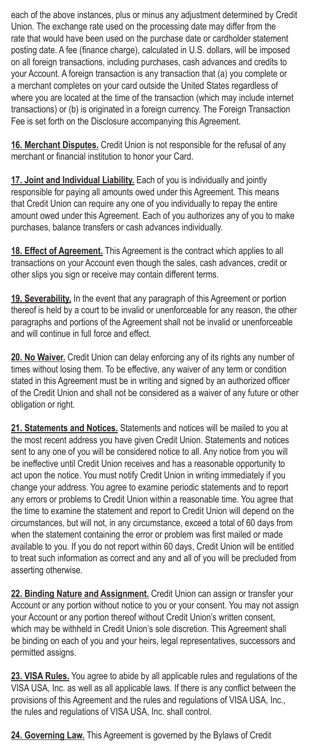each of the above instances, plus or minus any adjustment determined by Credit Union. The exchange rate used on the processing date may differ from the rate that would have been used on the purchase date or cardholder statement posting date. A fee (finance charge), calculated in U.S. dollars, will be imposed on all foreign transactions, including purchases, cash advances and credits to your Account. A foreign transaction is any transaction that (a) you complete or a merchant completes on your card outside the United States regardless of where you are located at the time of the transaction (which may include internet transactions) or (b) is originated in a foreign currency. The Foreign Transaction Fee is set forth on the Disclosure accompanying this Agreement.

**16. Merchant Disputes.** Credit Union is not responsible for the refusal of any merchant or financial institution to honor your Card.

**17. Joint and Individual Liability.** Each of you is individually and jointly responsible for paying all amounts owed under this Agreement. This means that Credit Union can require any one of you individually to repay the entire amount owed under this Agreement. Each of you authorizes any of you to make purchases, balance transfers or cash advances individually.

**18. Effect of Agreement.** This Agreement is the contract which applies to all transactions on your Account even though the sales, cash advances, credit or other slips you sign or receive may contain different terms.

**19. Severability.** In the event that any paragraph of this Agreement or portion thereof is held by a court to be invalid or unenforceable for any reason, the other paragraphs and portions of the Agreement shall not be invalid or unenforceable and will continue in full force and effect.

**20. No Waiver.** Credit Union can delay enforcing any of its rights any number of times without losing them. To be effective, any waiver of any term or condition stated in this Agreement must be in writing and signed by an authorized officer of the Credit Union and shall not be considered as a waiver of any future or other obligation or right.

**21. Statements and Notices.** Statements and notices will be mailed to you at the most recent address you have given Credit Union. Statements and notices sent to any one of you will be considered notice to all. Any notice from you will be ineffective until Credit Union receives and has a reasonable opportunity to act upon the notice. You must notify Credit Union in writing immediately if you change your address. You agree to examine periodic statements and to report any errors or problems to Credit Union within a reasonable time. You agree that the time to examine the statement and report to Credit Union will depend on the circumstances, but will not, in any circumstance, exceed a total of 60 days from when the statement containing the error or problem was first mailed or made available to you. If you do not report within 60 days, Credit Union will be entitled to treat such information as correct and any and all of you will be precluded from asserting otherwise.

**22. Binding Nature and Assignment.** Credit Union can assign or transfer your Account or any portion without notice to you or your consent. You may not assign your Account or any portion thereof without Credit Union's written consent, which may be withheld in Credit Union's sole discretion. This Agreement shall be binding on each of you and your heirs, legal representatives, successors and permitted assigns.

**23. VISA Rules.** You agree to abide by all applicable rules and regulations of the VISA USA, Inc. as well as all applicable laws. If there is any conflict between the provisions of this Agreement and the rules and regulations of VISA USA, Inc., the rules and regulations of VISA USA, Inc. shall control.

**24. Governing Law.** This Agreement is governed by the Bylaws of Credit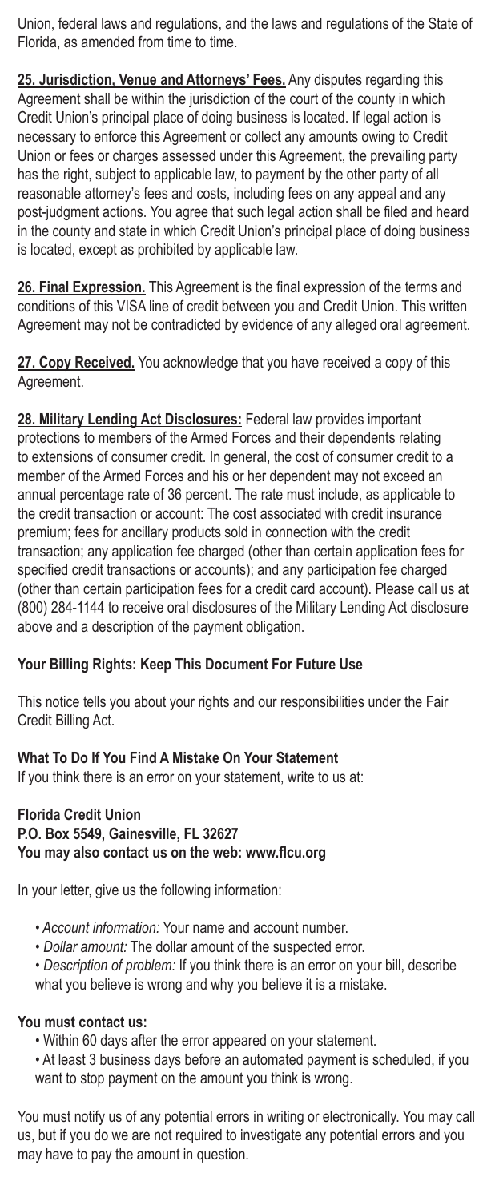Union, federal laws and regulations, and the laws and regulations of the State of Florida, as amended from time to time.

**25. Jurisdiction, Venue and Attorneys' Fees.** Any disputes regarding this Agreement shall be within the jurisdiction of the court of the county in which Credit Union's principal place of doing business is located. If legal action is necessary to enforce this Agreement or collect any amounts owing to Credit Union or fees or charges assessed under this Agreement, the prevailing party has the right, subject to applicable law, to payment by the other party of all reasonable attorney's fees and costs, including fees on any appeal and any post-judgment actions. You agree that such legal action shall be filed and heard in the county and state in which Credit Union's principal place of doing business is located, except as prohibited by applicable law.

**26. Final Expression.** This Agreement is the final expression of the terms and conditions of this VISA line of credit between you and Credit Union. This written Agreement may not be contradicted by evidence of any alleged oral agreement.

**27. Copy Received.** You acknowledge that you have received a copy of this Agreement.

**28. Military Lending Act Disclosures:** Federal law provides important protections to members of the Armed Forces and their dependents relating to extensions of consumer credit. In general, the cost of consumer credit to a member of the Armed Forces and his or her dependent may not exceed an annual percentage rate of 36 percent. The rate must include, as applicable to the credit transaction or account: The cost associated with credit insurance premium; fees for ancillary products sold in connection with the credit transaction; any application fee charged (other than certain application fees for specified credit transactions or accounts); and any participation fee charged (other than certain participation fees for a credit card account). Please call us at (800) 284-1144 to receive oral disclosures of the Military Lending Act disclosure above and a description of the payment obligation.

## Your Billing Rights: Keep This Document For Future Use

This notice tells you about your rights and our responsibilities under the Fair Credit Billing Act.

### What To Do If You Find A Mistake On Your Statement

If you think there is an error on your statement, write to us at:

**Florida Credit Union**
**P.O. Box 5549, Gainesville, FL 32627**
**You may also contact us on the web: www.flcu.org**

In your letter, give us the following information:

- *Account information:* Your name and account number.
- *Dollar amount:* The dollar amount of the suspected error.
- *Description of problem:* If you think there is an error on your bill, describe what you believe is wrong and why you believe it is a mistake.

**You must contact us:**

- Within 60 days after the error appeared on your statement.
- At least 3 business days before an automated payment is scheduled, if you want to stop payment on the amount you think is wrong.

You must notify us of any potential errors in writing or electronically. You may call us, but if you do we are not required to investigate any potential errors and you may have to pay the amount in question.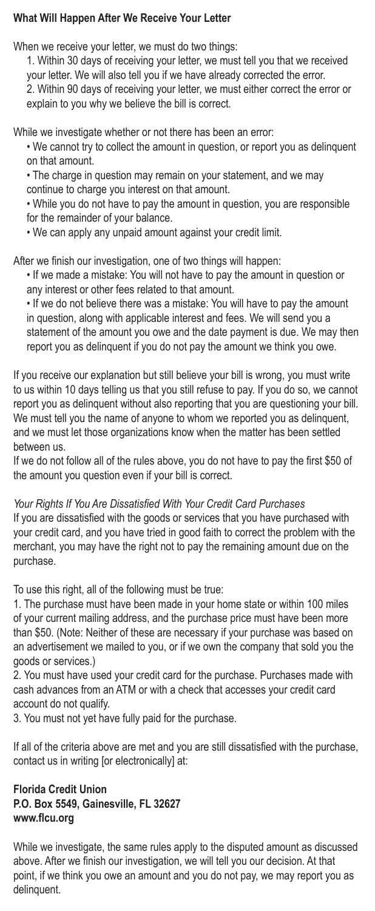**What Will Happen After We Receive Your Letter**

When we receive your letter, we must do two things:

1. Within 30 days of receiving your letter, we must tell you that we received your letter. We will also tell you if we have already corrected the error.
2. Within 90 days of receiving your letter, we must either correct the error or explain to you why we believe the bill is correct.

While we investigate whether or not there has been an error:

- We cannot try to collect the amount in question, or report you as delinquent on that amount.
- The charge in question may remain on your statement, and we may continue to charge you interest on that amount.
- While you do not have to pay the amount in question, you are responsible for the remainder of your balance.
- We can apply any unpaid amount against your credit limit.

After we finish our investigation, one of two things will happen:

- If we made a mistake: You will not have to pay the amount in question or any interest or other fees related to that amount.
- If we do not believe there was a mistake: You will have to pay the amount in question, along with applicable interest and fees. We will send you a statement of the amount you owe and the date payment is due. We may then report you as delinquent if you do not pay the amount we think you owe.

If you receive our explanation but still believe your bill is wrong, you must write to us within 10 days telling us that you still refuse to pay. If you do so, we cannot report you as delinquent without also reporting that you are questioning your bill. We must tell you the name of anyone to whom we reported you as delinquent, and we must let those organizations know when the matter has been settled between us.

If we do not follow all of the rules above, you do not have to pay the first $50 of the amount you question even if your bill is correct.

*Your Rights If You Are Dissatisfied With Your Credit Card Purchases*

If you are dissatisfied with the goods or services that you have purchased with your credit card, and you have tried in good faith to correct the problem with the merchant, you may have the right not to pay the remaining amount due on the purchase.

To use this right, all of the following must be true:

1. The purchase must have been made in your home state or within 100 miles of your current mailing address, and the purchase price must have been more than $50. (Note: Neither of these are necessary if your purchase was based on an advertisement we mailed to you, or if we own the company that sold you the goods or services.)
2. You must have used your credit card for the purchase. Purchases made with cash advances from an ATM or with a check that accesses your credit card account do not qualify.
3. You must not yet have fully paid for the purchase.

If all of the criteria above are met and you are still dissatisfied with the purchase, contact us in writing [or electronically] at:

**Florida Credit Union**
**P.O. Box 5549, Gainesville, FL 32627**
**www.flcu.org**

While we investigate, the same rules apply to the disputed amount as discussed above. After we finish our investigation, we will tell you our decision. At that point, if we think you owe an amount and you do not pay, we may report you as delinquent.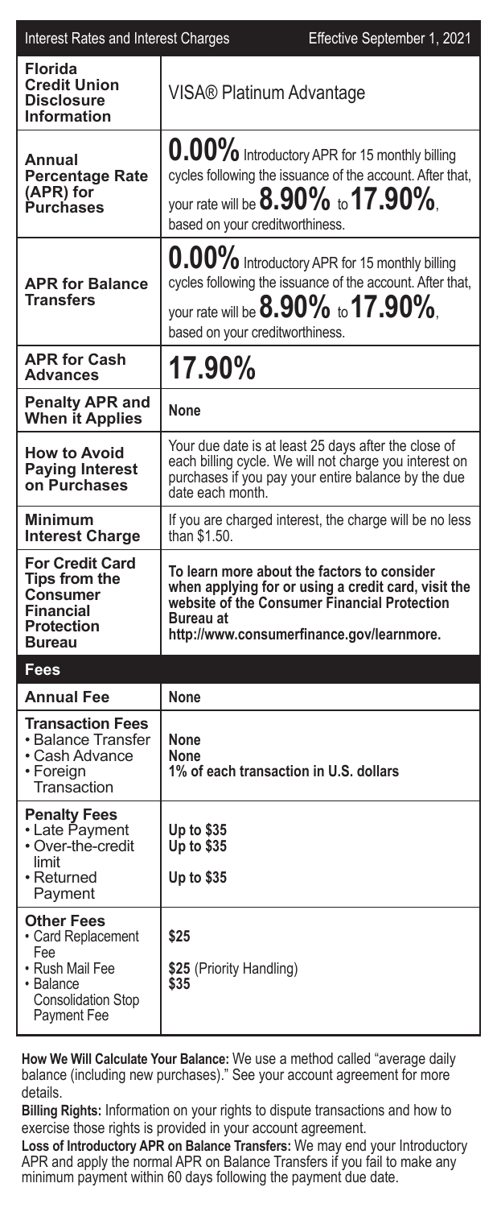| Interest Rates and Interest Charges | Effective September 1, 2021 |
|---|---|
| **Florida Credit Union Disclosure Information** | VISA® Platinum Advantage |
| **Annual Percentage Rate (APR) for Purchases** | **0.00%** Introductory APR for 15 monthly billing cycles following the issuance of the account. After that, your rate will be **8.90%** to **17.90%**, based on your creditworthiness. |
| **APR for Balance Transfers** | **0.00%** Introductory APR for 15 monthly billing cycles following the issuance of the account. After that, your rate will be **8.90%** to **17.90%**, based on your creditworthiness. |
| **APR for Cash Advances** | **17.90%** |
| **Penalty APR and When it Applies** | **None** |
| **How to Avoid Paying Interest on Purchases** | Your due date is at least 25 days after the close of each billing cycle. We will not charge you interest on purchases if you pay your entire balance by the due date each month. |
| **Minimum Interest Charge** | If you are charged interest, the charge will be no less than $1.50. |
| **For Credit Card Tips from the Consumer Financial Protection Bureau** | **To learn more about the factors to consider when applying for or using a credit card, visit the website of the Consumer Financial Protection Bureau at http://www.consumerfinance.gov/learnmore.** |
| **Fees** | |
| **Annual Fee** | **None** |
| **Transaction Fees**<br>• Balance Transfer<br>• Cash Advance<br>• Foreign Transaction | <br>**None**<br>**None**<br>**1% of each transaction in U.S. dollars** |
| **Penalty Fees**<br>• Late Payment<br>• Over-the-credit limit<br>• Returned Payment | <br>**Up to $35**<br>**Up to $35**<br>**Up to $35** |
| **Other Fees**<br>• Card Replacement Fee<br>• Rush Mail Fee<br>• Balance Consolidation Stop Payment Fee | <br>**$25**<br>**$25** (Priority Handling)<br>**$35** |

**How We Will Calculate Your Balance:** We use a method called "average daily balance (including new purchases)." See your account agreement for more details.

**Billing Rights:** Information on your rights to dispute transactions and how to exercise those rights is provided in your account agreement.

**Loss of Introductory APR on Balance Transfers:** We may end your Introductory APR and apply the normal APR on Balance Transfers if you fail to make any minimum payment within 60 days following the payment due date.